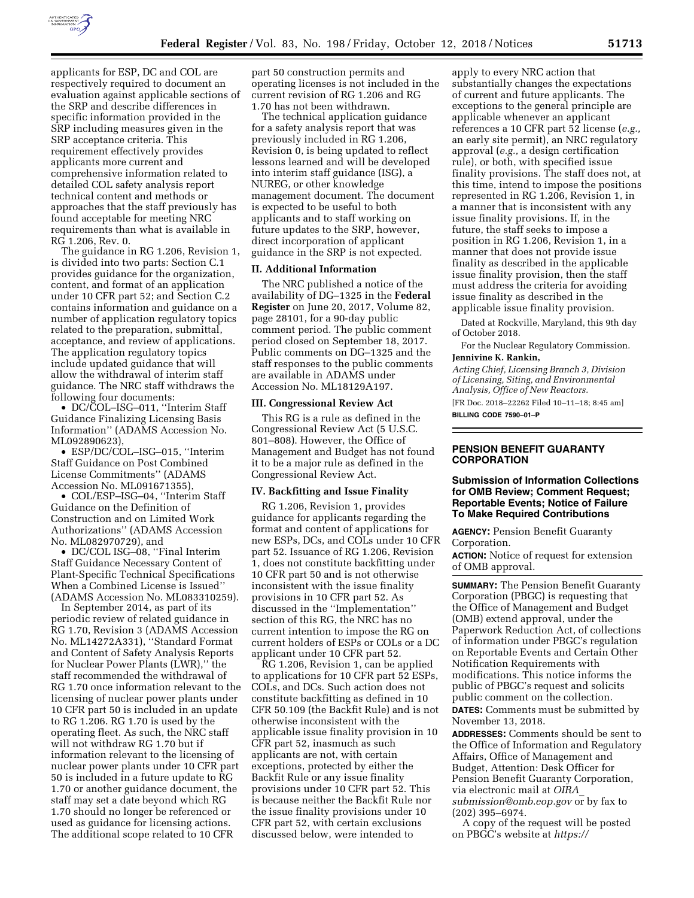applicants for ESP, DC and COL are respectively required to document an evaluation against applicable sections of the SRP and describe differences in specific information provided in the SRP including measures given in the SRP acceptance criteria. This requirement effectively provides applicants more current and comprehensive information related to detailed COL safety analysis report technical content and methods or approaches that the staff previously has found acceptable for meeting NRC requirements than what is available in RG 1.206, Rev. 0.

The guidance in RG 1.206, Revision 1, is divided into two parts: Section C.1 provides guidance for the organization, content, and format of an application under 10 CFR part 52; and Section C.2 contains information and guidance on a number of application regulatory topics related to the preparation, submittal, acceptance, and review of applications. The application regulatory topics include updated guidance that will allow the withdrawal of interim staff guidance. The NRC staff withdraws the following four documents:

- DC/COL–ISG–011, ''Interim Staff Guidance Finalizing Licensing Basis Information'' (ADAMS Accession No. ML092890623),
- ESP/DC/COL–ISG–015, ''Interim Staff Guidance on Post Combined License Commitments'' (ADAMS Accession No. ML091671355),
- COL/ESP–ISG–04, ''Interim Staff Guidance on the Definition of Construction and on Limited Work Authorizations'' (ADAMS Accession No. ML082970729), and
- DC/COL ISG–08, ''Final Interim Staff Guidance Necessary Content of Plant-Specific Technical Specifications When a Combined License is Issued'' (ADAMS Accession No. ML083310259).

In September 2014, as part of its periodic review of related guidance in RG 1.70, Revision 3 (ADAMS Accession No. ML14272A331), ''Standard Format and Content of Safety Analysis Reports for Nuclear Power Plants (LWR),'' the staff recommended the withdrawal of RG 1.70 once information relevant to the licensing of nuclear power plants under 10 CFR part 50 is included in an update to RG 1.206. RG 1.70 is used by the operating fleet. As such, the NRC staff will not withdraw RG 1.70 but if information relevant to the licensing of nuclear power plants under 10 CFR part 50 is included in a future update to RG 1.70 or another guidance document, the staff may set a date beyond which RG 1.70 should no longer be referenced or used as guidance for licensing actions. The additional scope related to 10 CFR part 50 construction permits and operating licenses is not included in the current revision of RG 1.206 and RG 1.70 has not been withdrawn.

The technical application guidance for a safety analysis report that was previously included in RG 1.206, Revision 0, is being updated to reflect lessons learned and will be developed into interim staff guidance (ISG), a NUREG, or other knowledge management document. The document is expected to be useful to both applicants and to staff working on future updates to the SRP, however, direct incorporation of applicant guidance in the SRP is not expected.

## II. Additional Information

The NRC published a notice of the availability of DG–1325 in the **Federal Register** on June 20, 2017, Volume 82, page 28101, for a 90-day public comment period. The public comment period closed on September 18, 2017. Public comments on DG–1325 and the staff responses to the public comments are available in ADAMS under Accession No. ML18129A197.

## III. Congressional Review Act

This RG is a rule as defined in the Congressional Review Act (5 U.S.C. 801–808). However, the Office of Management and Budget has not found it to be a major rule as defined in the Congressional Review Act.

## IV. Backfitting and Issue Finality

RG 1.206, Revision 1, provides guidance for applicants regarding the format and content of applications for new ESPs, DCs, and COLs under 10 CFR part 52. Issuance of RG 1.206, Revision 1, does not constitute backfitting under 10 CFR part 50 and is not otherwise inconsistent with the issue finality provisions in 10 CFR part 52. As discussed in the ''Implementation'' section of this RG, the NRC has no current intention to impose the RG on current holders of ESPs or COLs or a DC applicant under 10 CFR part 52.

RG 1.206, Revision 1, can be applied to applications for 10 CFR part 52 ESPs, COLs, and DCs. Such action does not constitute backfitting as defined in 10 CFR 50.109 (the Backfit Rule) and is not otherwise inconsistent with the applicable issue finality provision in 10 CFR part 52, inasmuch as such applicants are not, with certain exceptions, protected by either the Backfit Rule or any issue finality provisions under 10 CFR part 52. This is because neither the Backfit Rule nor the issue finality provisions under 10 CFR part 52, with certain exclusions discussed below, were intended to apply to every NRC action that substantially changes the expectations of current and future applicants. The exceptions to the general principle are applicable whenever an applicant references a 10 CFR part 52 license (*e.g.,* an early site permit), an NRC regulatory approval (*e.g.,* a design certification rule), or both, with specified issue finality provisions. The staff does not, at this time, intend to impose the positions represented in RG 1.206, Revision 1, in a manner that is inconsistent with any issue finality provisions. If, in the future, the staff seeks to impose a position in RG 1.206, Revision 1, in a manner that does not provide issue finality as described in the applicable issue finality provision, then the staff must address the criteria for avoiding issue finality as described in the applicable issue finality provision.

Dated at Rockville, Maryland, this 9th day of October 2018.

For the Nuclear Regulatory Commission.

**Jennivine K. Rankin,**

*Acting Chief, Licensing Branch 3, Division of Licensing, Siting, and Environmental Analysis, Office of New Reactors.*

[FR Doc. 2018–22262 Filed 10–11–18; 8:45 am]

**BILLING CODE 7590–01–P**

---

# PENSION BENEFIT GUARANTY CORPORATION

## Submission of Information Collections for OMB Review; Comment Request; Reportable Events; Notice of Failure To Make Required Contributions

**AGENCY:** Pension Benefit Guaranty Corporation.

**ACTION:** Notice of request for extension of OMB approval.

**SUMMARY:** The Pension Benefit Guaranty Corporation (PBGC) is requesting that the Office of Management and Budget (OMB) extend approval, under the Paperwork Reduction Act, of collections of information under PBGC's regulation on Reportable Events and Certain Other Notification Requirements with modifications. This notice informs the public of PBGC's request and solicits public comment on the collection.

**DATES:** Comments must be submitted by November 13, 2018.

**ADDRESSES:** Comments should be sent to the Office of Information and Regulatory Affairs, Office of Management and Budget, Attention: Desk Officer for Pension Benefit Guaranty Corporation, via electronic mail at *OIRA_submission@omb.eop.gov* or by fax to (202) 395–6974.

A copy of the request will be posted on PBGC's website at *https://*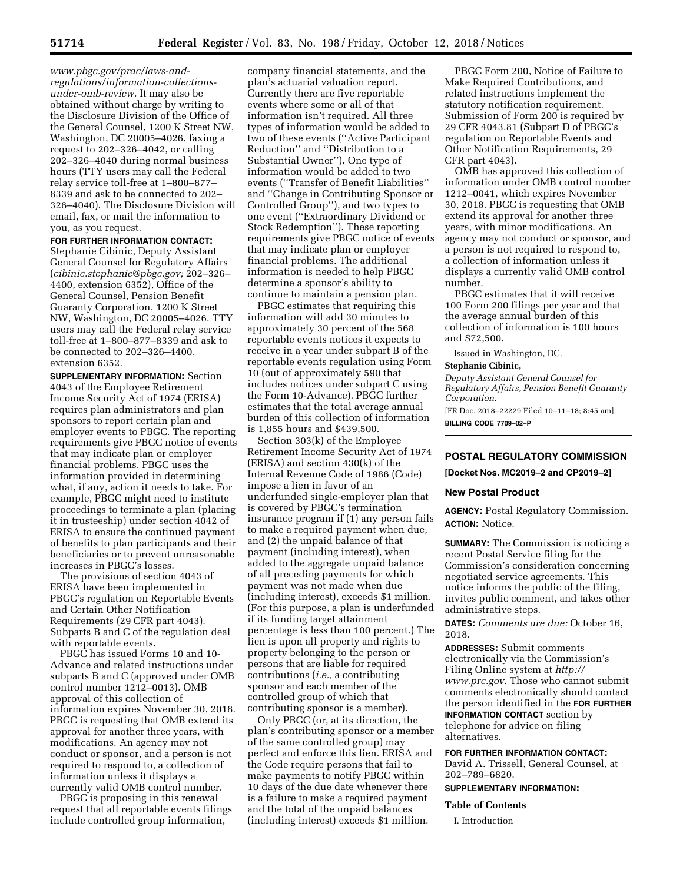*www.pbgc.gov/prac/laws-and-regulations/information-collections-under-omb-review.* It may also be obtained without charge by writing to the Disclosure Division of the Office of the General Counsel, 1200 K Street NW, Washington, DC 20005–4026, faxing a request to 202–326–4042, or calling 202–326–4040 during normal business hours (TTY users may call the Federal relay service toll-free at 1–800–877–8339 and ask to be connected to 202–326–4040). The Disclosure Division will email, fax, or mail the information to you, as you request.

**FOR FURTHER INFORMATION CONTACT:** Stephanie Cibinic, Deputy Assistant General Counsel for Regulatory Affairs (*cibinic.stephanie@pbgc.gov;* 202–326–4400, extension 6352), Office of the General Counsel, Pension Benefit Guaranty Corporation, 1200 K Street NW, Washington, DC 20005–4026. TTY users may call the Federal relay service toll-free at 1–800–877–8339 and ask to be connected to 202–326–4400, extension 6352.

**SUPPLEMENTARY INFORMATION:** Section 4043 of the Employee Retirement Income Security Act of 1974 (ERISA) requires plan administrators and plan sponsors to report certain plan and employer events to PBGC. The reporting requirements give PBGC notice of events that may indicate plan or employer financial problems. PBGC uses the information provided in determining what, if any, action it needs to take. For example, PBGC might need to institute proceedings to terminate a plan (placing it in trusteeship) under section 4042 of ERISA to ensure the continued payment of benefits to plan participants and their beneficiaries or to prevent unreasonable increases in PBGC's losses.

The provisions of section 4043 of ERISA have been implemented in PBGC's regulation on Reportable Events and Certain Other Notification Requirements (29 CFR part 4043). Subparts B and C of the regulation deal with reportable events.

PBGC has issued Forms 10 and 10-Advance and related instructions under subparts B and C (approved under OMB control number 1212–0013). OMB approval of this collection of information expires November 30, 2018. PBGC is requesting that OMB extend its approval for another three years, with modifications. An agency may not conduct or sponsor, and a person is not required to respond to, a collection of information unless it displays a currently valid OMB control number.

PBGC is proposing in this renewal request that all reportable events filings include controlled group information, company financial statements, and the plan's actuarial valuation report. Currently there are five reportable events where some or all of that information isn't required. All three types of information would be added to two of these events (''Active Participant Reduction'' and ''Distribution to a Substantial Owner''). One type of information would be added to two events (''Transfer of Benefit Liabilities'' and ''Change in Contributing Sponsor or Controlled Group''), and two types to one event (''Extraordinary Dividend or Stock Redemption''). These reporting requirements give PBGC notice of events that may indicate plan or employer financial problems. The additional information is needed to help PBGC determine a sponsor's ability to continue to maintain a pension plan.

PBGC estimates that requiring this information will add 30 minutes to approximately 30 percent of the 568 reportable events notices it expects to receive in a year under subpart B of the reportable events regulation using Form 10 (out of approximately 590 that includes notices under subpart C using the Form 10-Advance). PBGC further estimates that the total average annual burden of this collection of information is 1,855 hours and $439,500.

Section 303(k) of the Employee Retirement Income Security Act of 1974 (ERISA) and section 430(k) of the Internal Revenue Code of 1986 (Code) impose a lien in favor of an underfunded single-employer plan that is covered by PBGC's termination insurance program if (1) any person fails to make a required payment when due, and (2) the unpaid balance of that payment (including interest), when added to the aggregate unpaid balance of all preceding payments for which payment was not made when due (including interest), exceeds $1 million. (For this purpose, a plan is underfunded if its funding target attainment percentage is less than 100 percent.) The lien is upon all property and rights to property belonging to the person or persons that are liable for required contributions (*i.e.,* a contributing sponsor and each member of the controlled group of which that contributing sponsor is a member).

Only PBGC (or, at its direction, the plan's contributing sponsor or a member of the same controlled group) may perfect and enforce this lien. ERISA and the Code require persons that fail to make payments to notify PBGC within 10 days of the due date whenever there is a failure to make a required payment and the total of the unpaid balances (including interest) exceeds $1 million.

PBGC Form 200, Notice of Failure to Make Required Contributions, and related instructions implement the statutory notification requirement. Submission of Form 200 is required by 29 CFR 4043.81 (Subpart D of PBGC's regulation on Reportable Events and Other Notification Requirements, 29 CFR part 4043).

OMB has approved this collection of information under OMB control number 1212–0041, which expires November 30, 2018. PBGC is requesting that OMB extend its approval for another three years, with minor modifications. An agency may not conduct or sponsor, and a person is not required to respond to, a collection of information unless it displays a currently valid OMB control number.

PBGC estimates that it will receive 100 Form 200 filings per year and that the average annual burden of this collection of information is 100 hours and $72,500.

Issued in Washington, DC.

**Stephanie Cibinic,**

*Deputy Assistant General Counsel for Regulatory Affairs, Pension Benefit Guaranty Corporation.*

[FR Doc. 2018–22229 Filed 10–11–18; 8:45 am]

**BILLING CODE 7709–02–P**

## POSTAL REGULATORY COMMISSION

**[Docket Nos. MC2019–2 and CP2019–2]**

### New Postal Product

**AGENCY:** Postal Regulatory Commission.

**ACTION:** Notice.

**SUMMARY:** The Commission is noticing a recent Postal Service filing for the Commission's consideration concerning negotiated service agreements. This notice informs the public of the filing, invites public comment, and takes other administrative steps.

**DATES:** *Comments are due:* October 16, 2018.

**ADDRESSES:** Submit comments electronically via the Commission's Filing Online system at *http://www.prc.gov.* Those who cannot submit comments electronically should contact the person identified in the **FOR FURTHER INFORMATION CONTACT** section by telephone for advice on filing alternatives.

**FOR FURTHER INFORMATION CONTACT:** David A. Trissell, General Counsel, at 202–789–6820.

**SUPPLEMENTARY INFORMATION:**

#### Table of Contents

I. Introduction